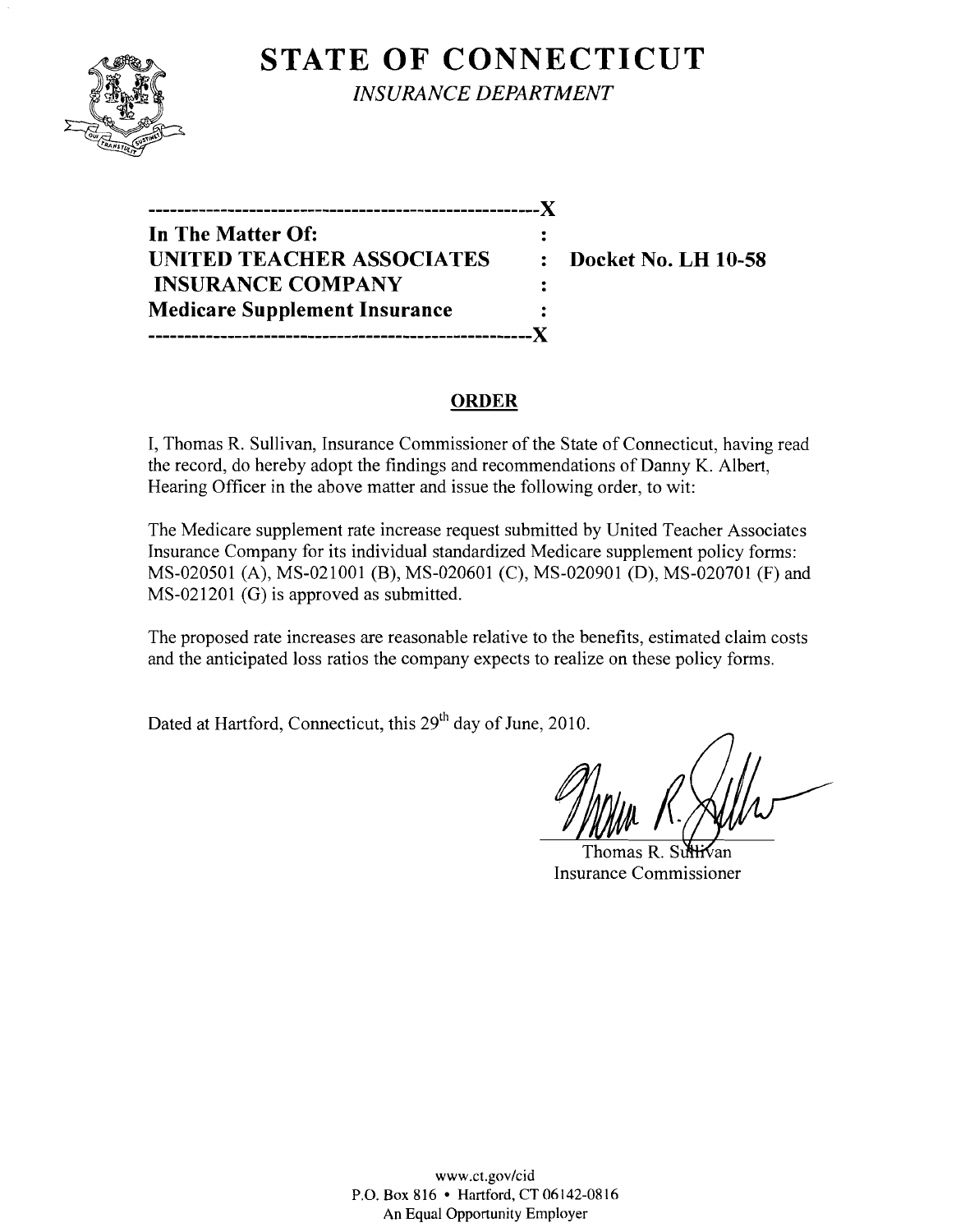# STATE OF CONNECTICUT

*INSURANCE DEPARTMENT*

| | | |
|---|---|---|
| **In The Matter Of:** | : | |
| **UNITED TEACHER ASSOCIATES** | : | **Docket No. LH 10-58** |
| **INSURANCE COMPANY** | : | |
| **Medicare Supplement Insurance** | : | |

## ORDER

I, Thomas R. Sullivan, Insurance Commissioner of the State of Connecticut, having read the record, do hereby adopt the findings and recommendations of Danny K. Albert, Hearing Officer in the above matter and issue the following order, to wit:

The Medicare supplement rate increase request submitted by United Teacher Associates Insurance Company for its individual standardized Medicare supplement policy forms: MS-020501 (A), MS-021001 (B), MS-020601 (C), MS-020901 (D), MS-020701 (F) and MS-021201 (G) is approved as submitted.

The proposed rate increases are reasonable relative to the benefits, estimated claim costs and the anticipated loss ratios the company expects to realize on these policy forms.

Dated at Hartford, Connecticut, this 29th day of June, 2010.

Thomas R. Sullivan
Insurance Commissioner

www.ct.gov/cid
P.O. Box 816 • Hartford, CT 06142-0816
An Equal Opportunity Employer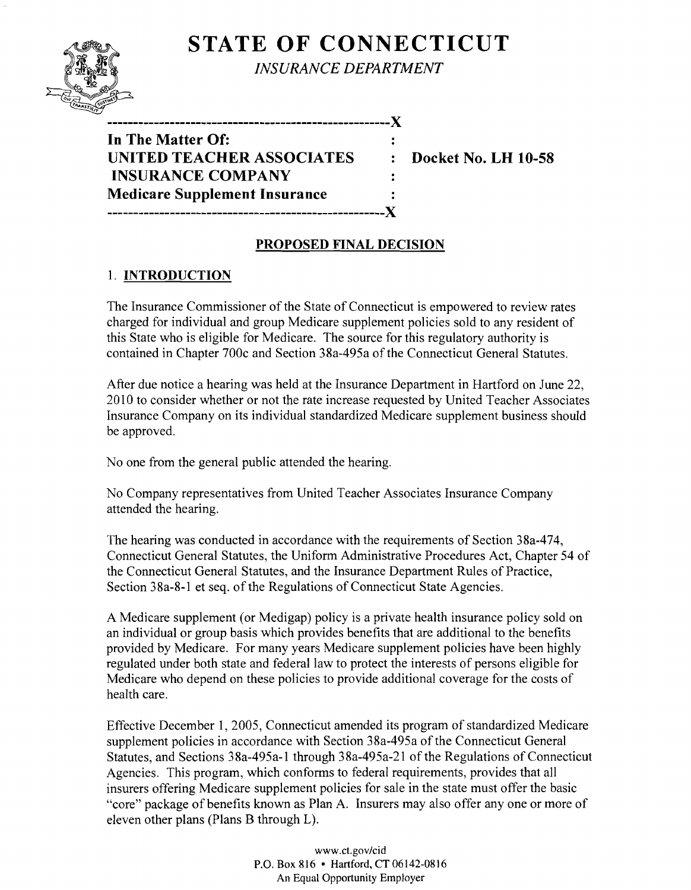# STATE OF CONNECTICUT

*INSURANCE DEPARTMENT*

```
----------------------------------------------------X
In The Matter Of:                                    :
UNITED TEACHER ASSOCIATES                            :   Docket No. LH 10-58
 INSURANCE COMPANY                                   :
Medicare Supplement Insurance                        :
----------------------------------------------------X
```

**In The Matter Of:**
**UNITED TEACHER ASSOCIATES INSURANCE COMPANY**
**Medicare Supplement Insurance**

**Docket No. LH 10-58**

## PROPOSED FINAL DECISION

### 1. INTRODUCTION

The Insurance Commissioner of the State of Connecticut is empowered to review rates charged for individual and group Medicare supplement policies sold to any resident of this State who is eligible for Medicare. The source for this regulatory authority is contained in Chapter 700c and Section 38a-495a of the Connecticut General Statutes.

After due notice a hearing was held at the Insurance Department in Hartford on June 22, 2010 to consider whether or not the rate increase requested by United Teacher Associates Insurance Company on its individual standardized Medicare supplement business should be approved.

No one from the general public attended the hearing.

No Company representatives from United Teacher Associates Insurance Company attended the hearing.

The hearing was conducted in accordance with the requirements of Section 38a-474, Connecticut General Statutes, the Uniform Administrative Procedures Act, Chapter 54 of the Connecticut General Statutes, and the Insurance Department Rules of Practice, Section 38a-8-1 et seq. of the Regulations of Connecticut State Agencies.

A Medicare supplement (or Medigap) policy is a private health insurance policy sold on an individual or group basis which provides benefits that are additional to the benefits provided by Medicare. For many years Medicare supplement policies have been highly regulated under both state and federal law to protect the interests of persons eligible for Medicare who depend on these policies to provide additional coverage for the costs of health care.

Effective December 1, 2005, Connecticut amended its program of standardized Medicare supplement policies in accordance with Section 38a-495a of the Connecticut General Statutes, and Sections 38a-495a-1 through 38a-495a-21 of the Regulations of Connecticut Agencies. This program, which conforms to federal requirements, provides that all insurers offering Medicare supplement policies for sale in the state must offer the basic "core" package of benefits known as Plan A. Insurers may also offer any one or more of eleven other plans (Plans B through L).

www.ct.gov/cid
P.O. Box 816 • Hartford, CT 06142-0816
An Equal Opportunity Employer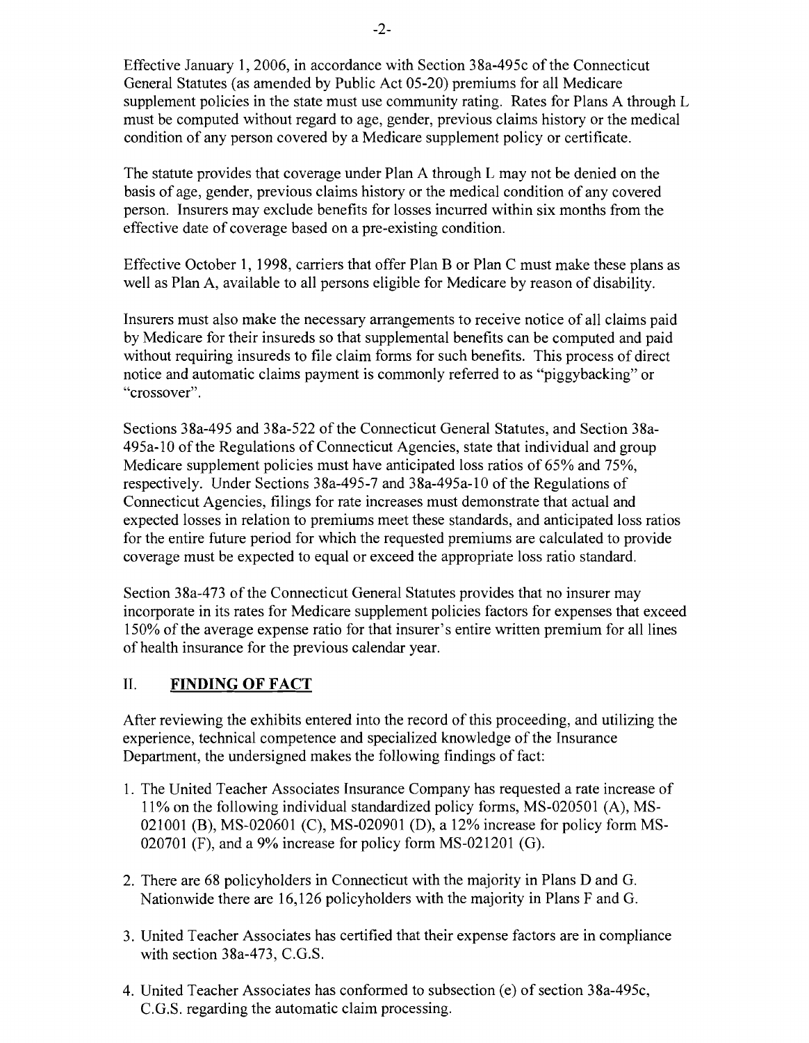Effective January 1, 2006, in accordance with Section 38a-495c of the Connecticut General Statutes (as amended by Public Act 05-20) premiums for all Medicare supplement policies in the state must use community rating. Rates for Plans A through L must be computed without regard to age, gender, previous claims history or the medical condition of any person covered by a Medicare supplement policy or certificate.

The statute provides that coverage under Plan A through L may not be denied on the basis of age, gender, previous claims history or the medical condition of any covered person. Insurers may exclude benefits for losses incurred within six months from the effective date of coverage based on a pre-existing condition.

Effective October 1, 1998, carriers that offer Plan B or Plan C must make these plans as well as Plan A, available to all persons eligible for Medicare by reason of disability.

Insurers must also make the necessary arrangements to receive notice of all claims paid by Medicare for their insureds so that supplemental benefits can be computed and paid without requiring insureds to file claim forms for such benefits. This process of direct notice and automatic claims payment is commonly referred to as "piggybacking" or "crossover".

Sections 38a-495 and 38a-522 of the Connecticut General Statutes, and Section 38a-495a-10 of the Regulations of Connecticut Agencies, state that individual and group Medicare supplement policies must have anticipated loss ratios of 65% and 75%, respectively. Under Sections 38a-495-7 and 38a-495a-10 of the Regulations of Connecticut Agencies, filings for rate increases must demonstrate that actual and expected losses in relation to premiums meet these standards, and anticipated loss ratios for the entire future period for which the requested premiums are calculated to provide coverage must be expected to equal or exceed the appropriate loss ratio standard.

Section 38a-473 of the Connecticut General Statutes provides that no insurer may incorporate in its rates for Medicare supplement policies factors for expenses that exceed 150% of the average expense ratio for that insurer's entire written premium for all lines of health insurance for the previous calendar year.

## II. FINDING OF FACT

After reviewing the exhibits entered into the record of this proceeding, and utilizing the experience, technical competence and specialized knowledge of the Insurance Department, the undersigned makes the following findings of fact:

1. The United Teacher Associates Insurance Company has requested a rate increase of 11% on the following individual standardized policy forms, MS-020501 (A), MS-021001 (B), MS-020601 (C), MS-020901 (D), a 12% increase for policy form MS-020701 (F), and a 9% increase for policy form MS-021201 (G).
2. There are 68 policyholders in Connecticut with the majority in Plans D and G. Nationwide there are 16,126 policyholders with the majority in Plans F and G.
3. United Teacher Associates has certified that their expense factors are in compliance with section 38a-473, C.G.S.
4. United Teacher Associates has conformed to subsection (e) of section 38a-495c, C.G.S. regarding the automatic claim processing.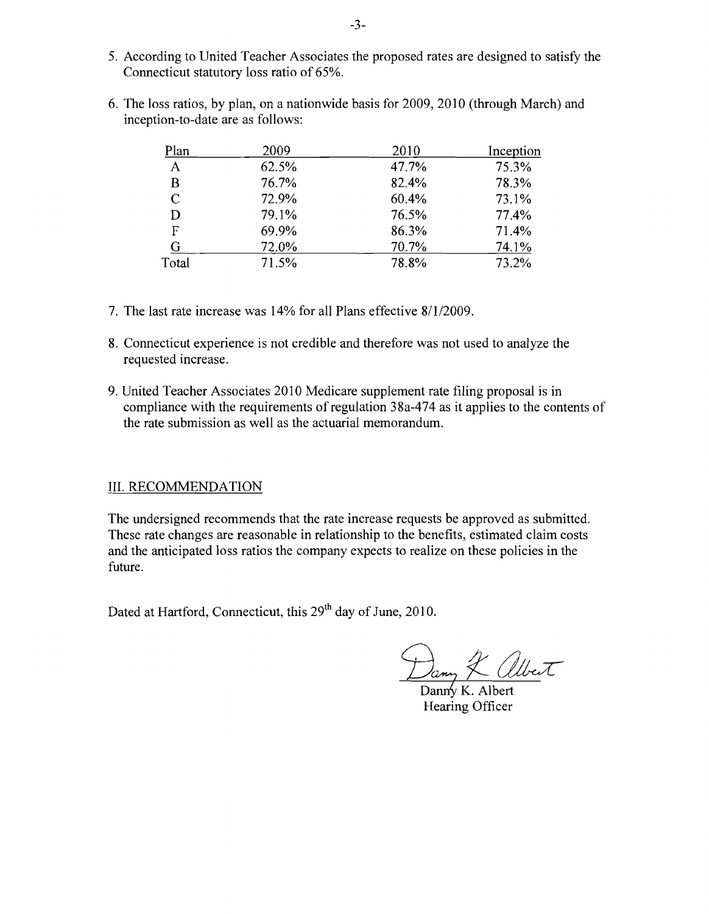5. According to United Teacher Associates the proposed rates are designed to satisfy the Connecticut statutory loss ratio of 65%.

6. The loss ratios, by plan, on a nationwide basis for 2009, 2010 (through March) and inception-to-date are as follows:

| Plan | 2009 | 2010 | Inception |
|---|---|---|---|
| A | 62.5% | 47.7% | 75.3% |
| B | 76.7% | 82.4% | 78.3% |
| C | 72.9% | 60.4% | 73.1% |
| D | 79.1% | 76.5% | 77.4% |
| F | 69.9% | 86.3% | 71.4% |
| G | 72.0% | 70.7% | 74.1% |
| Total | 71.5% | 78.8% | 73.2% |

7. The last rate increase was 14% for all Plans effective 8/1/2009.

8. Connecticut experience is not credible and therefore was not used to analyze the requested increase.

9. United Teacher Associates 2010 Medicare supplement rate filing proposal is in compliance with the requirements of regulation 38a-474 as it applies to the contents of the rate submission as well as the actuarial memorandum.

## III. RECOMMENDATION

The undersigned recommends that the rate increase requests be approved as submitted. These rate changes are reasonable in relationship to the benefits, estimated claim costs and the anticipated loss ratios the company expects to realize on these policies in the future.

Dated at Hartford, Connecticut, this 29th day of June, 2010.

Danny K. Albert
Hearing Officer